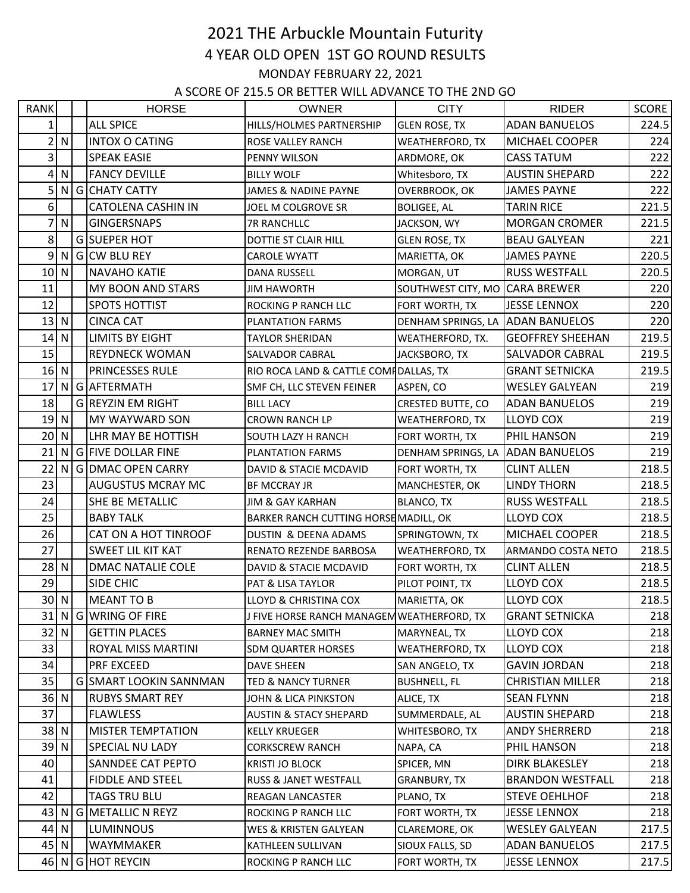# 2021 THE Arbuckle Mountain Futurity

## 4 YEAR OLD OPEN 1ST GO ROUND RESULTS

MONDAY FEBRUARY 22, 2021

A SCORE OF 215.5 OR BETTER WILL ADVANCE TO THE 2ND GO

| RANK | | | HORSE | OWNER | CITY | RIDER | SCORE |
|---|---|---|---|---|---|---|---|
| 1 | | | ALL SPICE | HILLS/HOLMES PARTNERSHIP | GLEN ROSE, TX | ADAN BANUELOS | 224.5 |
| 2 | N | | INTOX O CATING | ROSE VALLEY RANCH | WEATHERFORD, TX | MICHAEL COOPER | 224 |
| 3 | | | SPEAK EASIE | PENNY WILSON | ARDMORE, OK | CASS TATUM | 222 |
| 4 | N | | FANCY DEVILLE | BILLY WOLF | Whitesboro, TX | AUSTIN SHEPARD | 222 |
| 5 | N | G | CHATY CATTY | JAMES & NADINE PAYNE | OVERBROOK, OK | JAMES PAYNE | 222 |
| 6 | | | CATOLENA CASHIN IN | JOEL M COLGROVE SR | BOLIGEE, AL | TARIN RICE | 221.5 |
| 7 | N | | GINGERSNAPS | 7R RANCHLLC | JACKSON, WY | MORGAN CROMER | 221.5 |
| 8 | | G | SUEPER HOT | DOTTIE ST CLAIR HILL | GLEN ROSE, TX | BEAU GALYEAN | 221 |
| 9 | N | G | CW BLU REY | CAROLE WYATT | MARIETTA, OK | JAMES PAYNE | 220.5 |
| 10 | N | | NAVAHO KATIE | DANA RUSSELL | MORGAN, UT | RUSS WESTFALL | 220.5 |
| 11 | | | MY BOON AND STARS | JIM HAWORTH | SOUTHWEST CITY, MO | CARA BREWER | 220 |
| 12 | | | SPOTS HOTTIST | ROCKING P RANCH LLC | FORT WORTH, TX | JESSE LENNOX | 220 |
| 13 | N | | CINCA CAT | PLANTATION FARMS | DENHAM SPRINGS, LA | ADAN BANUELOS | 220 |
| 14 | N | | LIMITS BY EIGHT | TAYLOR SHERIDAN | WEATHERFORD, TX. | GEOFFREY SHEEHAN | 219.5 |
| 15 | | | REYDNECK WOMAN | SALVADOR CABRAL | JACKSBORO, TX | SALVADOR CABRAL | 219.5 |
| 16 | N | | PRINCESSES RULE | RIO ROCA LAND & CATTLE COMP | DALLAS, TX | GRANT SETNICKA | 219.5 |
| 17 | N | G | AFTERMATH | SMF CH, LLC STEVEN FEINER | ASPEN, CO | WESLEY GALYEAN | 219 |
| 18 | | G | REYZIN EM RIGHT | BILL LACY | CRESTED BUTTE, CO | ADAN BANUELOS | 219 |
| 19 | N | | MY WAYWARD SON | CROWN RANCH LP | WEATHERFORD, TX | LLOYD COX | 219 |
| 20 | N | | LHR MAY BE HOTTISH | SOUTH LAZY H RANCH | FORT WORTH, TX | PHIL HANSON | 219 |
| 21 | N | G | FIVE DOLLAR FINE | PLANTATION FARMS | DENHAM SPRINGS, LA | ADAN BANUELOS | 219 |
| 22 | N | G | DMAC OPEN CARRY | DAVID & STACIE MCDAVID | FORT WORTH, TX | CLINT ALLEN | 218.5 |
| 23 | | | AUGUSTUS MCRAY MC | BF MCCRAY JR | MANCHESTER, OK | LINDY THORN | 218.5 |
| 24 | | | SHE BE METALLIC | JIM & GAY KARHAN | BLANCO, TX | RUSS WESTFALL | 218.5 |
| 25 | | | BABY TALK | BARKER RANCH CUTTING HORSE | MADILL, OK | LLOYD COX | 218.5 |
| 26 | | | CAT ON A HOT TINROOF | DUSTIN & DEENA ADAMS | SPRINGTOWN, TX | MICHAEL COOPER | 218.5 |
| 27 | | | SWEET LIL KIT KAT | RENATO REZENDE BARBOSA | WEATHERFORD, TX | ARMANDO COSTA NETO | 218.5 |
| 28 | N | | DMAC NATALIE COLE | DAVID & STACIE MCDAVID | FORT WORTH, TX | CLINT ALLEN | 218.5 |
| 29 | | | SIDE CHIC | PAT & LISA TAYLOR | PILOT POINT, TX | LLOYD COX | 218.5 |
| 30 | N | | MEANT TO B | LLOYD & CHRISTINA COX | MARIETTA, OK | LLOYD COX | 218.5 |
| 31 | N | G | WRING OF FIRE | J FIVE HORSE RANCH MANAGEM | WEATHERFORD, TX | GRANT SETNICKA | 218 |
| 32 | N | | GETTIN PLACES | BARNEY MAC SMITH | MARYNEAL, TX | LLOYD COX | 218 |
| 33 | | | ROYAL MISS MARTINI | SDM QUARTER HORSES | WEATHERFORD, TX | LLOYD COX | 218 |
| 34 | | | PRF EXCEED | DAVE SHEEN | SAN ANGELO, TX | GAVIN JORDAN | 218 |
| 35 | | G | SMART LOOKIN SANNMAN | TED & NANCY TURNER | BUSHNELL, FL | CHRISTIAN MILLER | 218 |
| 36 | N | | RUBYS SMART REY | JOHN & LICA PINKSTON | ALICE, TX | SEAN FLYNN | 218 |
| 37 | | | FLAWLESS | AUSTIN & STACY SHEPARD | SUMMERDALE, AL | AUSTIN SHEPARD | 218 |
| 38 | N | | MISTER TEMPTATION | KELLY KRUEGER | WHITESBORO, TX | ANDY SHERRERD | 218 |
| 39 | N | | SPECIAL NU LADY | CORKSCREW RANCH | NAPA, CA | PHIL HANSON | 218 |
| 40 | | | SANNDEE CAT PEPTO | KRISTI JO BLOCK | SPICER, MN | DIRK BLAKESLEY | 218 |
| 41 | | | FIDDLE AND STEEL | RUSS & JANET WESTFALL | GRANBURY, TX | BRANDON WESTFALL | 218 |
| 42 | | | TAGS TRU BLU | REAGAN LANCASTER | PLANO, TX | STEVE OEHLHOF | 218 |
| 43 | N | G | METALLIC N REYZ | ROCKING P RANCH LLC | FORT WORTH, TX | JESSE LENNOX | 218 |
| 44 | N | | LUMINNOUS | WES & KRISTEN GALYEAN | CLAREMORE, OK | WESLEY GALYEAN | 217.5 |
| 45 | N | | WAYMMAKER | KATHLEEN SULLIVAN | SIOUX FALLS, SD | ADAN BANUELOS | 217.5 |
| 46 | N | G | HOT REYCIN | ROCKING P RANCH LLC | FORT WORTH, TX | JESSE LENNOX | 217.5 |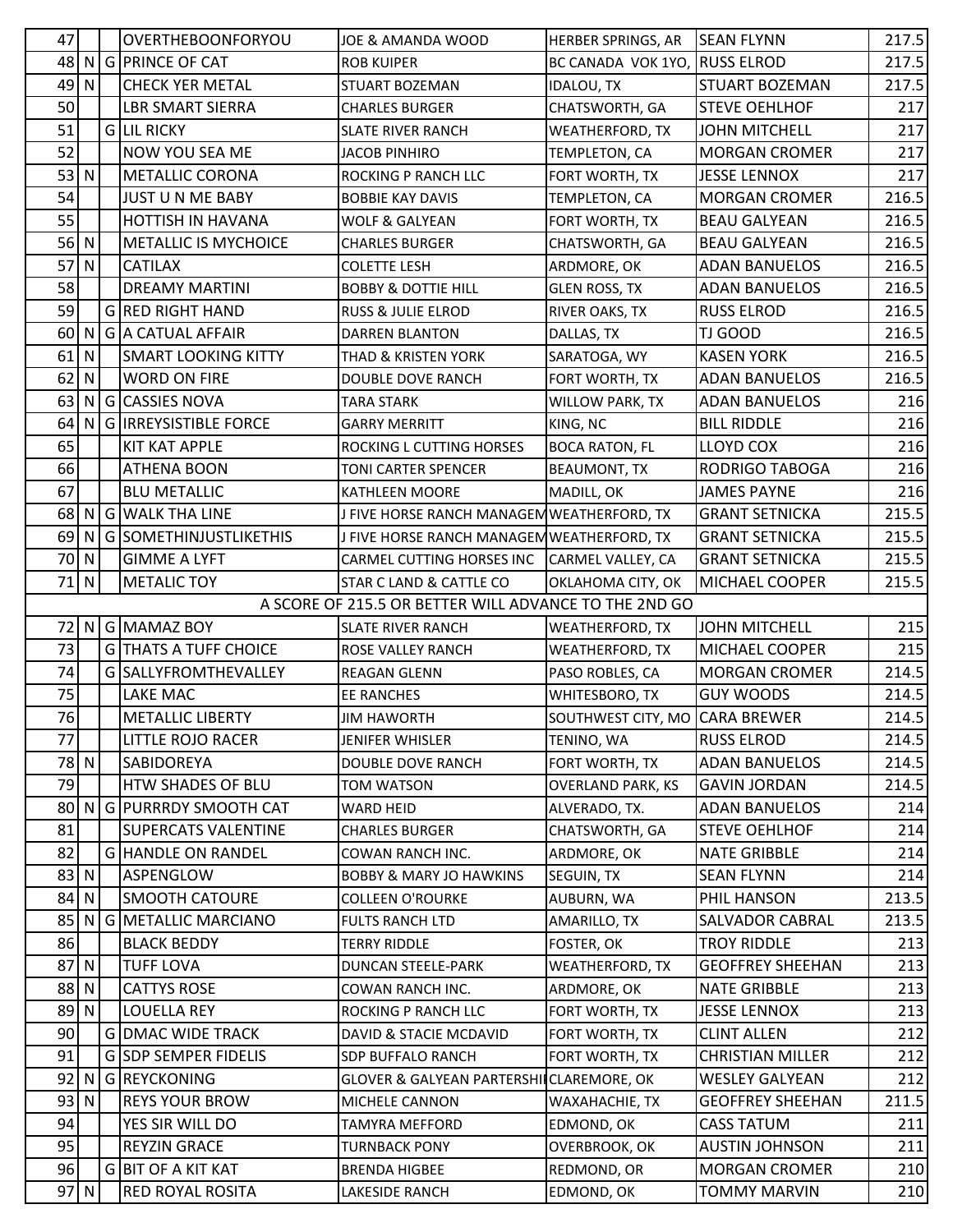| | | | | | | | |
|---|---|---|---|---|---|---|---|
| 47 | | | OVERTHEBOONFORYOU | JOE & AMANDA WOOD | HERBER SPRINGS, AR | SEAN FLYNN | 217.5 |
| 48 | N | G | PRINCE OF CAT | ROB KUIPER | BC CANADA VOK 1YO, | RUSS ELROD | 217.5 |
| 49 | N | | CHECK YER METAL | STUART BOZEMAN | IDALOU, TX | STUART BOZEMAN | 217.5 |
| 50 | | | LBR SMART SIERRA | CHARLES BURGER | CHATSWORTH, GA | STEVE OEHLHOF | 217 |
| 51 | | G | LIL RICKY | SLATE RIVER RANCH | WEATHERFORD, TX | JOHN MITCHELL | 217 |
| 52 | | | NOW YOU SEA ME | JACOB PINHIRO | TEMPLETON, CA | MORGAN CROMER | 217 |
| 53 | N | | METALLIC CORONA | ROCKING P RANCH LLC | FORT WORTH, TX | JESSE LENNOX | 217 |
| 54 | | | JUST U N ME BABY | BOBBIE KAY DAVIS | TEMPLETON, CA | MORGAN CROMER | 216.5 |
| 55 | | | HOTTISH IN HAVANA | WOLF & GALYEAN | FORT WORTH, TX | BEAU GALYEAN | 216.5 |
| 56 | N | | METALLIC IS MYCHOICE | CHARLES BURGER | CHATSWORTH, GA | BEAU GALYEAN | 216.5 |
| 57 | N | | CATILAX | COLETTE LESH | ARDMORE, OK | ADAN BANUELOS | 216.5 |
| 58 | | | DREAMY MARTINI | BOBBY & DOTTIE HILL | GLEN ROSS, TX | ADAN BANUELOS | 216.5 |
| 59 | | G | RED RIGHT HAND | RUSS & JULIE ELROD | RIVER OAKS, TX | RUSS ELROD | 216.5 |
| 60 | N | G | A CATUAL AFFAIR | DARREN BLANTON | DALLAS, TX | TJ GOOD | 216.5 |
| 61 | N | | SMART LOOKING KITTY | THAD & KRISTEN YORK | SARATOGA, WY | KASEN YORK | 216.5 |
| 62 | N | | WORD ON FIRE | DOUBLE DOVE RANCH | FORT WORTH, TX | ADAN BANUELOS | 216.5 |
| 63 | N | G | CASSIES NOVA | TARA STARK | WILLOW PARK, TX | ADAN BANUELOS | 216 |
| 64 | N | G | IRREYSISTIBLE FORCE | GARRY MERRITT | KING, NC | BILL RIDDLE | 216 |
| 65 | | | KIT KAT APPLE | ROCKING L CUTTING HORSES | BOCA RATON, FL | LLOYD COX | 216 |
| 66 | | | ATHENA BOON | TONI CARTER SPENCER | BEAUMONT, TX | RODRIGO TABOGA | 216 |
| 67 | | | BLU METALLIC | KATHLEEN MOORE | MADILL, OK | JAMES PAYNE | 216 |
| 68 | N | G | WALK THA LINE | J FIVE HORSE RANCH MANAGEM | WEATHERFORD, TX | GRANT SETNICKA | 215.5 |
| 69 | N | G | SOMETHINJUSTLIKETHIS | J FIVE HORSE RANCH MANAGEM | WEATHERFORD, TX | GRANT SETNICKA | 215.5 |
| 70 | N | | GIMME A LYFT | CARMEL CUTTING HORSES INC | CARMEL VALLEY, CA | GRANT SETNICKA | 215.5 |
| 71 | N | | METALIC TOY | STAR C LAND & CATTLE CO | OKLAHOMA CITY, OK | MICHAEL COOPER | 215.5 |
| | | | A SCORE OF 215.5 OR BETTER WILL ADVANCE TO THE 2ND GO | | | | |
| 72 | N | G | MAMAZ BOY | SLATE RIVER RANCH | WEATHERFORD, TX | JOHN MITCHELL | 215 |
| 73 | | G | THATS A TUFF CHOICE | ROSE VALLEY RANCH | WEATHERFORD, TX | MICHAEL COOPER | 215 |
| 74 | | G | SALLYFROMTHEVALLEY | REAGAN GLENN | PASO ROBLES, CA | MORGAN CROMER | 214.5 |
| 75 | | | LAKE MAC | EE RANCHES | WHITESBORO, TX | GUY WOODS | 214.5 |
| 76 | | | METALLIC LIBERTY | JIM HAWORTH | SOUTHWEST CITY, MO | CARA BREWER | 214.5 |
| 77 | | | LITTLE ROJO RACER | JENIFER WHISLER | TENINO, WA | RUSS ELROD | 214.5 |
| 78 | N | | SABIDOREYA | DOUBLE DOVE RANCH | FORT WORTH, TX | ADAN BANUELOS | 214.5 |
| 79 | | | HTW SHADES OF BLU | TOM WATSON | OVERLAND PARK, KS | GAVIN JORDAN | 214.5 |
| 80 | N | G | PURRRDY SMOOTH CAT | WARD HEID | ALVERADO, TX. | ADAN BANUELOS | 214 |
| 81 | | | SUPERCATS VALENTINE | CHARLES BURGER | CHATSWORTH, GA | STEVE OEHLHOF | 214 |
| 82 | | G | HANDLE ON RANDEL | COWAN RANCH INC. | ARDMORE, OK | NATE GRIBBLE | 214 |
| 83 | N | | ASPENGLOW | BOBBY & MARY JO HAWKINS | SEGUIN, TX | SEAN FLYNN | 214 |
| 84 | N | | SMOOTH CATOURE | COLLEEN O'ROURKE | AUBURN, WA | PHIL HANSON | 213.5 |
| 85 | N | G | METALLIC MARCIANO | FULTS RANCH LTD | AMARILLO, TX | SALVADOR CABRAL | 213.5 |
| 86 | | | BLACK BEDDY | TERRY RIDDLE | FOSTER, OK | TROY RIDDLE | 213 |
| 87 | N | | TUFF LOVA | DUNCAN STEELE-PARK | WEATHERFORD, TX | GEOFFREY SHEEHAN | 213 |
| 88 | N | | CATTYS ROSE | COWAN RANCH INC. | ARDMORE, OK | NATE GRIBBLE | 213 |
| 89 | N | | LOUELLA REY | ROCKING P RANCH LLC | FORT WORTH, TX | JESSE LENNOX | 213 |
| 90 | | G | DMAC WIDE TRACK | DAVID & STACIE MCDAVID | FORT WORTH, TX | CLINT ALLEN | 212 |
| 91 | | G | SDP SEMPER FIDELIS | SDP BUFFALO RANCH | FORT WORTH, TX | CHRISTIAN MILLER | 212 |
| 92 | N | G | REYCKONING | GLOVER & GALYEAN PARTERSHI | CLAREMORE, OK | WESLEY GALYEAN | 212 |
| 93 | N | | REYS YOUR BROW | MICHELE CANNON | WAXAHACHIE, TX | GEOFFREY SHEEHAN | 211.5 |
| 94 | | | YES SIR WILL DO | TAMYRA MEFFORD | EDMOND, OK | CASS TATUM | 211 |
| 95 | | | REYZIN GRACE | TURNBACK PONY | OVERBROOK, OK | AUSTIN JOHNSON | 211 |
| 96 | | G | BIT OF A KIT KAT | BRENDA HIGBEE | REDMOND, OR | MORGAN CROMER | 210 |
| 97 | N | | RED ROYAL ROSITA | LAKESIDE RANCH | EDMOND, OK | TOMMY MARVIN | 210 |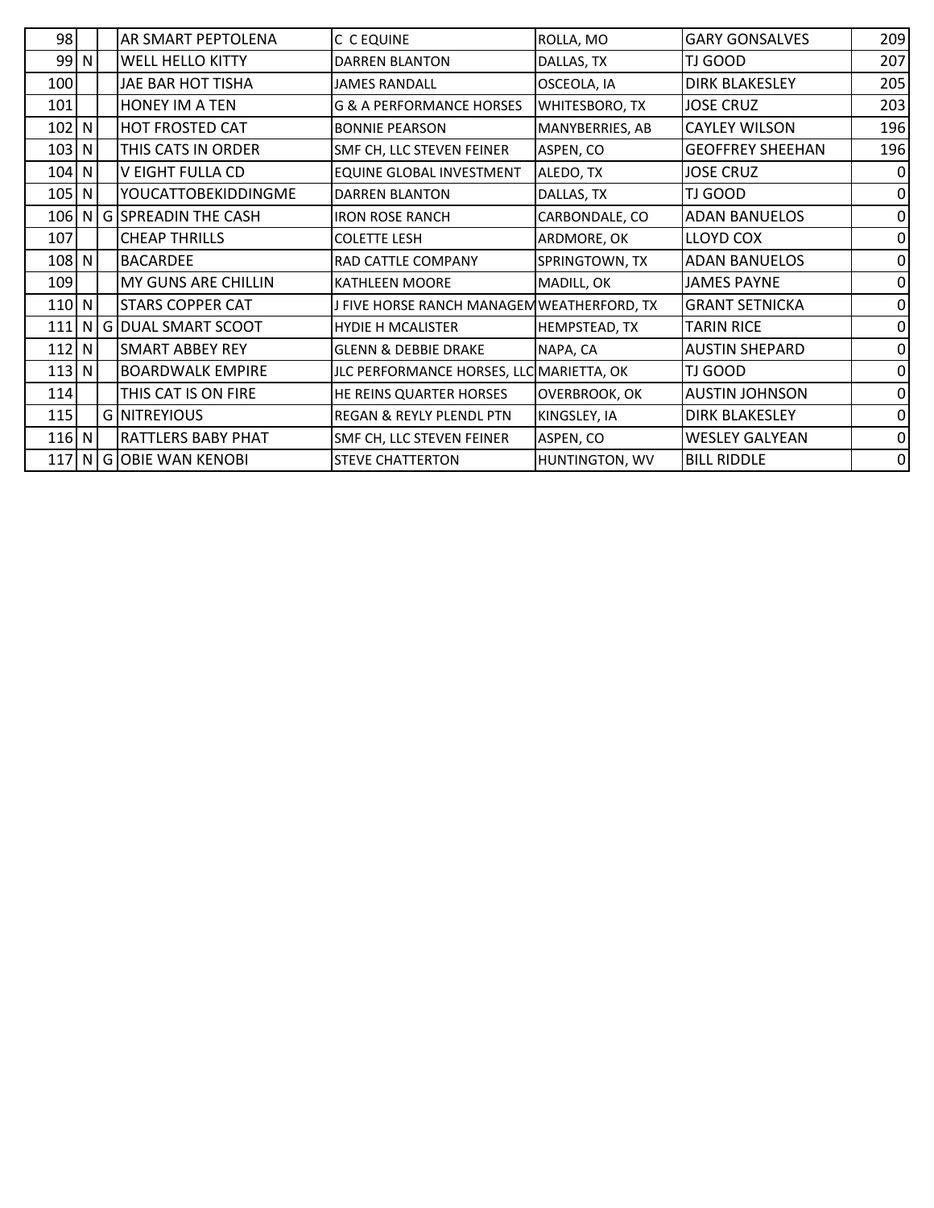| | | | | | | | |
|---|---|---|---|---|---|---|---|
| 98 | | | AR SMART PEPTOLENA | C C EQUINE | ROLLA, MO | GARY GONSALVES | 209 |
| 99 | N | | WELL HELLO KITTY | DARREN BLANTON | DALLAS, TX | TJ GOOD | 207 |
| 100 | | | JAE BAR HOT TISHA | JAMES RANDALL | OSCEOLA, IA | DIRK BLAKESLEY | 205 |
| 101 | | | HONEY IM A TEN | G & A PERFORMANCE HORSES | WHITESBORO, TX | JOSE CRUZ | 203 |
| 102 | N | | HOT FROSTED CAT | BONNIE PEARSON | MANYBERRIES, AB | CAYLEY WILSON | 196 |
| 103 | N | | THIS CATS IN ORDER | SMF CH, LLC STEVEN FEINER | ASPEN, CO | GEOFFREY SHEEHAN | 196 |
| 104 | N | | V EIGHT FULLA CD | EQUINE GLOBAL INVESTMENT | ALEDO, TX | JOSE CRUZ | 0 |
| 105 | N | | YOUCATTOBEKIDDINGME | DARREN BLANTON | DALLAS, TX | TJ GOOD | 0 |
| 106 | N | G | SPREADIN THE CASH | IRON ROSE RANCH | CARBONDALE, CO | ADAN BANUELOS | 0 |
| 107 | | | CHEAP THRILLS | COLETTE LESH | ARDMORE, OK | LLOYD COX | 0 |
| 108 | N | | BACARDEE | RAD CATTLE COMPANY | SPRINGTOWN, TX | ADAN BANUELOS | 0 |
| 109 | | | MY GUNS ARE CHILLIN | KATHLEEN MOORE | MADILL, OK | JAMES PAYNE | 0 |
| 110 | N | | STARS COPPER CAT | J FIVE HORSE RANCH MANAGEM | WEATHERFORD, TX | GRANT SETNICKA | 0 |
| 111 | N | G | DUAL SMART SCOOT | HYDIE H MCALISTER | HEMPSTEAD, TX | TARIN RICE | 0 |
| 112 | N | | SMART ABBEY REY | GLENN & DEBBIE DRAKE | NAPA, CA | AUSTIN SHEPARD | 0 |
| 113 | N | | BOARDWALK EMPIRE | JLC PERFORMANCE HORSES, LLC | MARIETTA, OK | TJ GOOD | 0 |
| 114 | | | THIS CAT IS ON FIRE | HE REINS QUARTER HORSES | OVERBROOK, OK | AUSTIN JOHNSON | 0 |
| 115 | | G | NITREYIOUS | REGAN & REYLY PLENDL PTN | KINGSLEY, IA | DIRK BLAKESLEY | 0 |
| 116 | N | | RATTLERS BABY PHAT | SMF CH, LLC STEVEN FEINER | ASPEN, CO | WESLEY GALYEAN | 0 |
| 117 | N | G | OBIE WAN KENOBI | STEVE CHATTERTON | HUNTINGTON, WV | BILL RIDDLE | 0 |